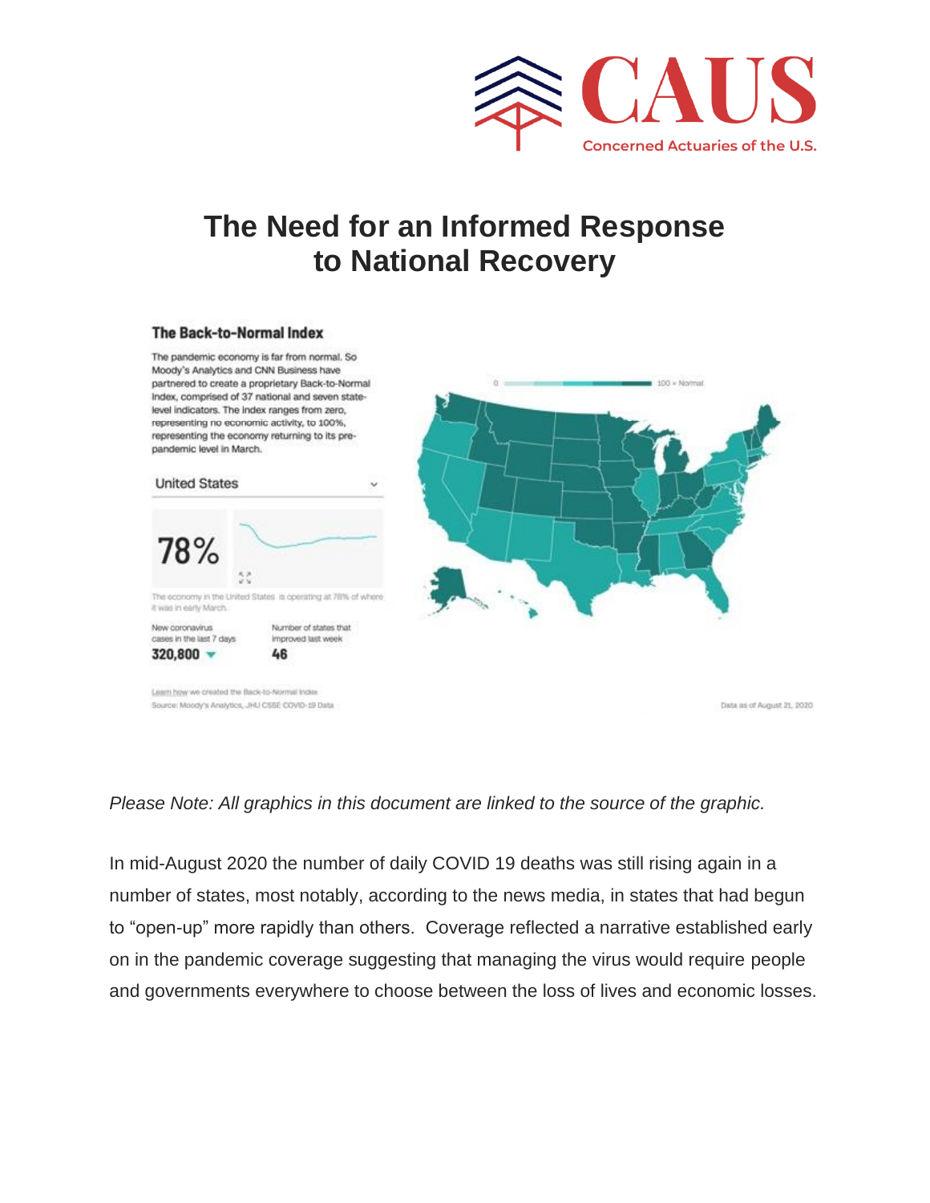# The Need for an Informed Response to National Recovery

## The Back-to-Normal Index

The pandemic economy is far from normal. So Moody's Analytics and CNN Business have partnered to create a proprietary Back-to-Normal Index, comprised of 37 national and seven state-level indicators. The index ranges from zero, representing no economic activity, to 100%, representing the economy returning to its pre-pandemic level in March.

United States

78%

The economy in the United States is operating at 78% of where it was in early March.

| New coronavirus cases in the last 7 days | Number of states that improved last week |
| --- | --- |
| 320,800 | 46 |

Learn how we created the Back-to-Normal Index

Source: Moody's Analytics, JHU CSSE COVID-19 Data

0 — 100 = Normal

Data as of August 21, 2020

*Please Note: All graphics in this document are linked to the source of the graphic.*

In mid-August 2020 the number of daily COVID 19 deaths was still rising again in a number of states, most notably, according to the news media, in states that had begun to "open-up" more rapidly than others. Coverage reflected a narrative established early on in the pandemic coverage suggesting that managing the virus would require people and governments everywhere to choose between the loss of lives and economic losses.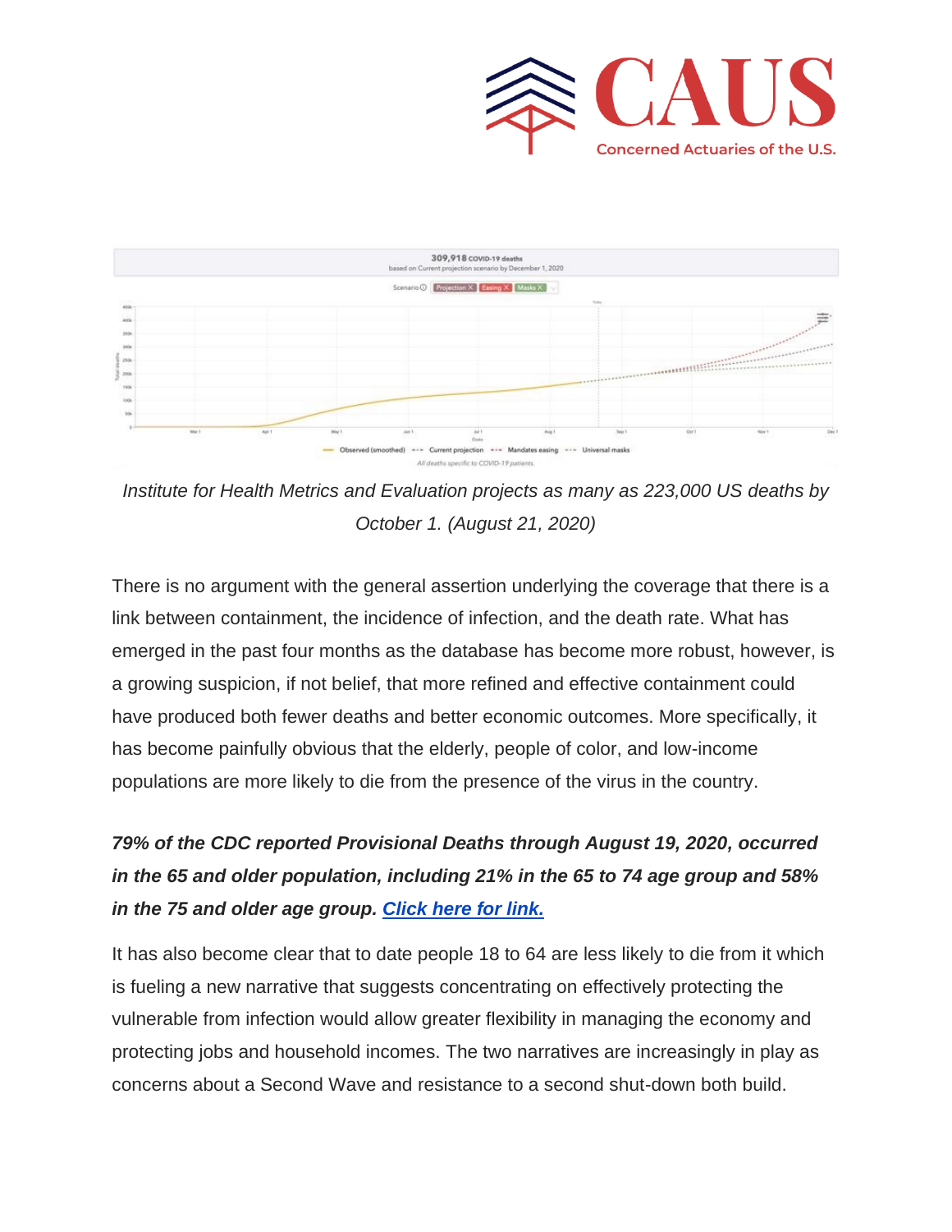Institute for Health Metrics and Evaluation projects as many as 223,000 US deaths by October 1. (August 21, 2020)

There is no argument with the general assertion underlying the coverage that there is a link between containment, the incidence of infection, and the death rate. What has emerged in the past four months as the database has become more robust, however, is a growing suspicion, if not belief, that more refined and effective containment could have produced both fewer deaths and better economic outcomes. More specifically, it has become painfully obvious that the elderly, people of color, and low-income populations are more likely to die from the presence of the virus in the country.

***79% of the CDC reported Provisional Deaths through August 19, 2020, occurred in the 65 and older population, including 21% in the 65 to 74 age group and 58% in the 75 and older age group. Click here for link.***

It has also become clear that to date people 18 to 64 are less likely to die from it which is fueling a new narrative that suggests concentrating on effectively protecting the vulnerable from infection would allow greater flexibility in managing the economy and protecting jobs and household incomes. The two narratives are increasingly in play as concerns about a Second Wave and resistance to a second shut-down both build.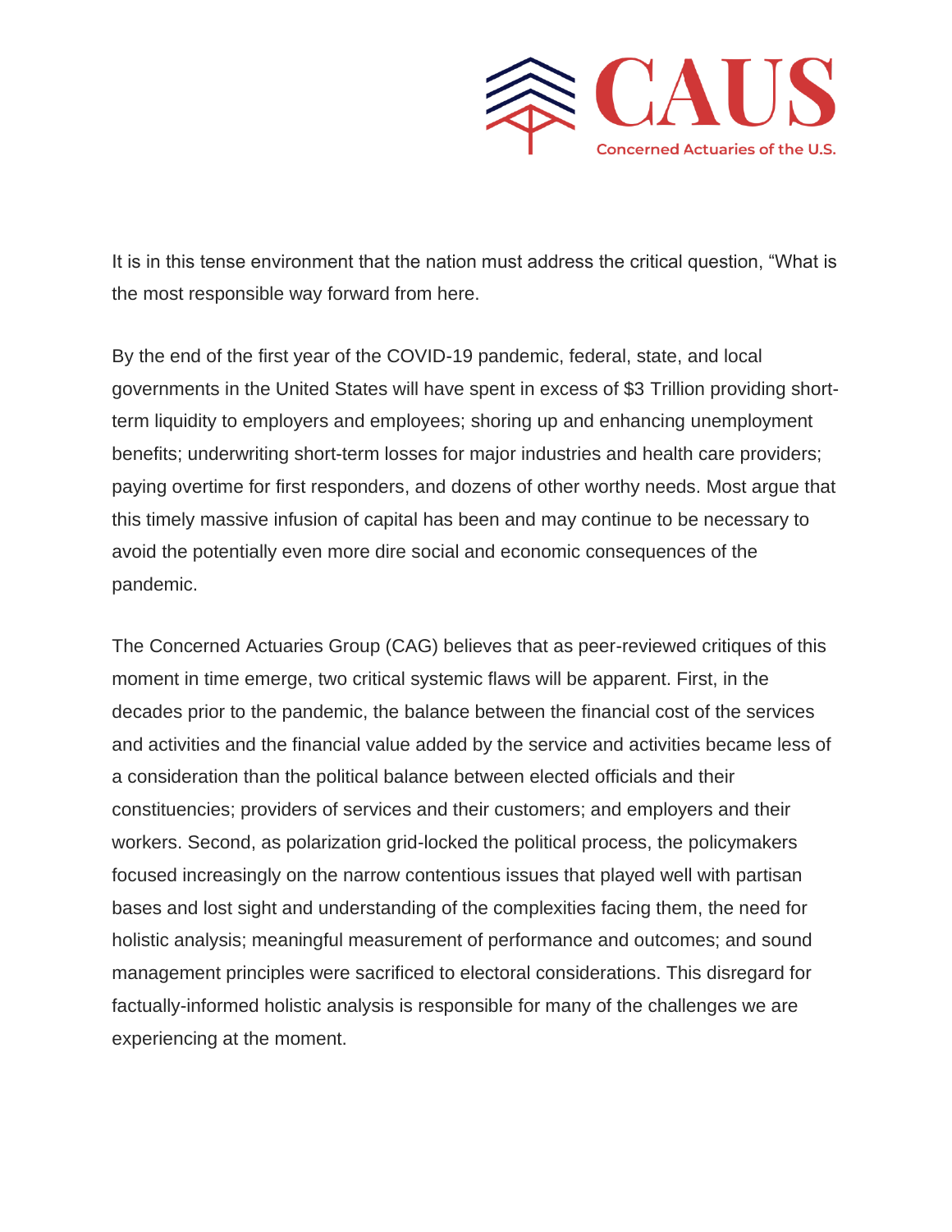It is in this tense environment that the nation must address the critical question, "What is the most responsible way forward from here.

By the end of the first year of the COVID-19 pandemic, federal, state, and local governments in the United States will have spent in excess of $3 Trillion providing short-term liquidity to employers and employees; shoring up and enhancing unemployment benefits; underwriting short-term losses for major industries and health care providers; paying overtime for first responders, and dozens of other worthy needs. Most argue that this timely massive infusion of capital has been and may continue to be necessary to avoid the potentially even more dire social and economic consequences of the pandemic.

The Concerned Actuaries Group (CAG) believes that as peer-reviewed critiques of this moment in time emerge, two critical systemic flaws will be apparent. First, in the decades prior to the pandemic, the balance between the financial cost of the services and activities and the financial value added by the service and activities became less of a consideration than the political balance between elected officials and their constituencies; providers of services and their customers; and employers and their workers. Second, as polarization grid-locked the political process, the policymakers focused increasingly on the narrow contentious issues that played well with partisan bases and lost sight and understanding of the complexities facing them, the need for holistic analysis; meaningful measurement of performance and outcomes; and sound management principles were sacrificed to electoral considerations. This disregard for factually-informed holistic analysis is responsible for many of the challenges we are experiencing at the moment.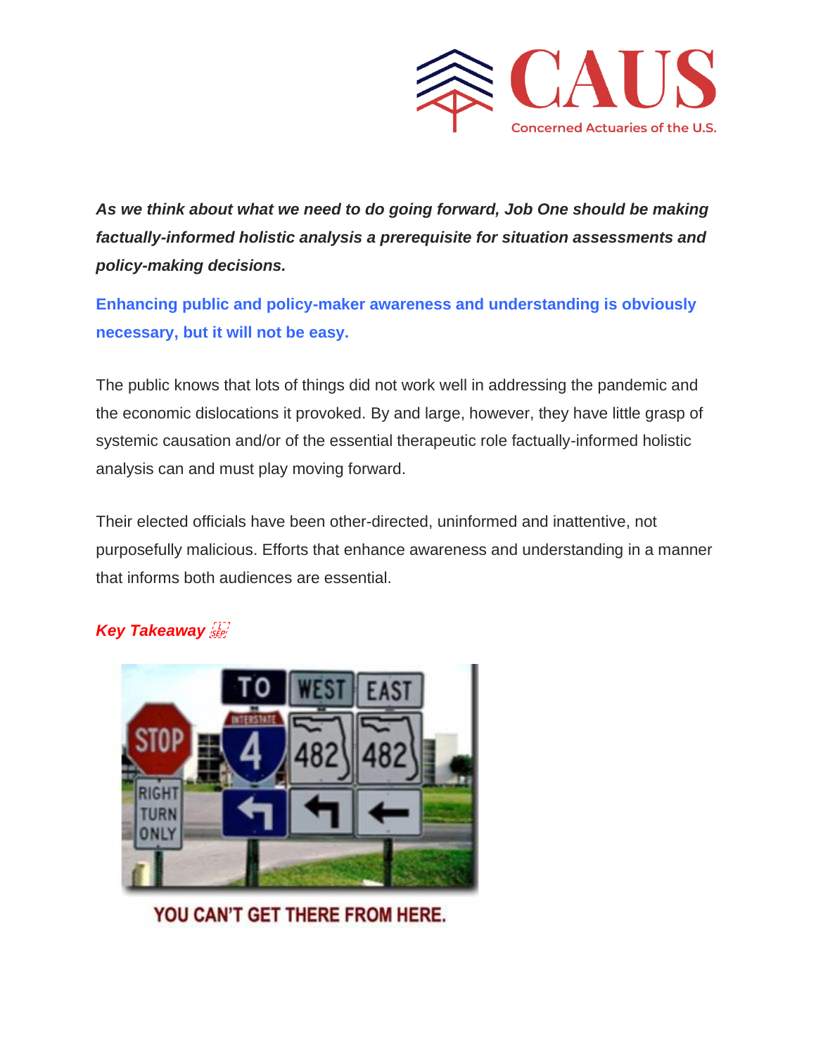**_As we think about what we need to do going forward, Job One should be making factually-informed holistic analysis a prerequisite for situation assessments and policy-making decisions._**

**Enhancing public and policy-maker awareness and understanding is obviously necessary, but it will not be easy.**

The public knows that lots of things did not work well in addressing the pandemic and the economic dislocations it provoked. By and large, however, they have little grasp of systemic causation and/or of the essential therapeutic role factually-informed holistic analysis can and must play moving forward.

Their elected officials have been other-directed, uninformed and inattentive, not purposefully malicious. Efforts that enhance awareness and understanding in a manner that informs both audiences are essential.

**_Key Takeaway_**

YOU CAN'T GET THERE FROM HERE.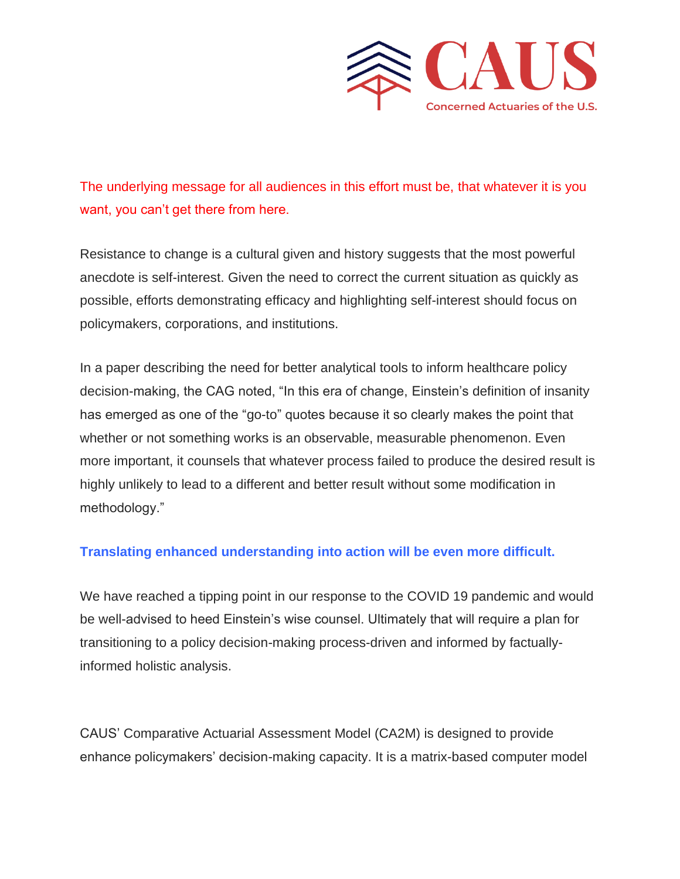The underlying message for all audiences in this effort must be, that whatever it is you want, you can't get there from here.

Resistance to change is a cultural given and history suggests that the most powerful anecdote is self-interest. Given the need to correct the current situation as quickly as possible, efforts demonstrating efficacy and highlighting self-interest should focus on policymakers, corporations, and institutions.

In a paper describing the need for better analytical tools to inform healthcare policy decision-making, the CAG noted, "In this era of change, Einstein's definition of insanity has emerged as one of the "go-to" quotes because it so clearly makes the point that whether or not something works is an observable, measurable phenomenon. Even more important, it counsels that whatever process failed to produce the desired result is highly unlikely to lead to a different and better result without some modification in methodology."

**Translating enhanced understanding into action will be even more difficult.**

We have reached a tipping point in our response to the COVID 19 pandemic and would be well-advised to heed Einstein's wise counsel. Ultimately that will require a plan for transitioning to a policy decision-making process-driven and informed by factually-informed holistic analysis.

CAUS' Comparative Actuarial Assessment Model (CA2M) is designed to provide enhance policymakers' decision-making capacity. It is a matrix-based computer model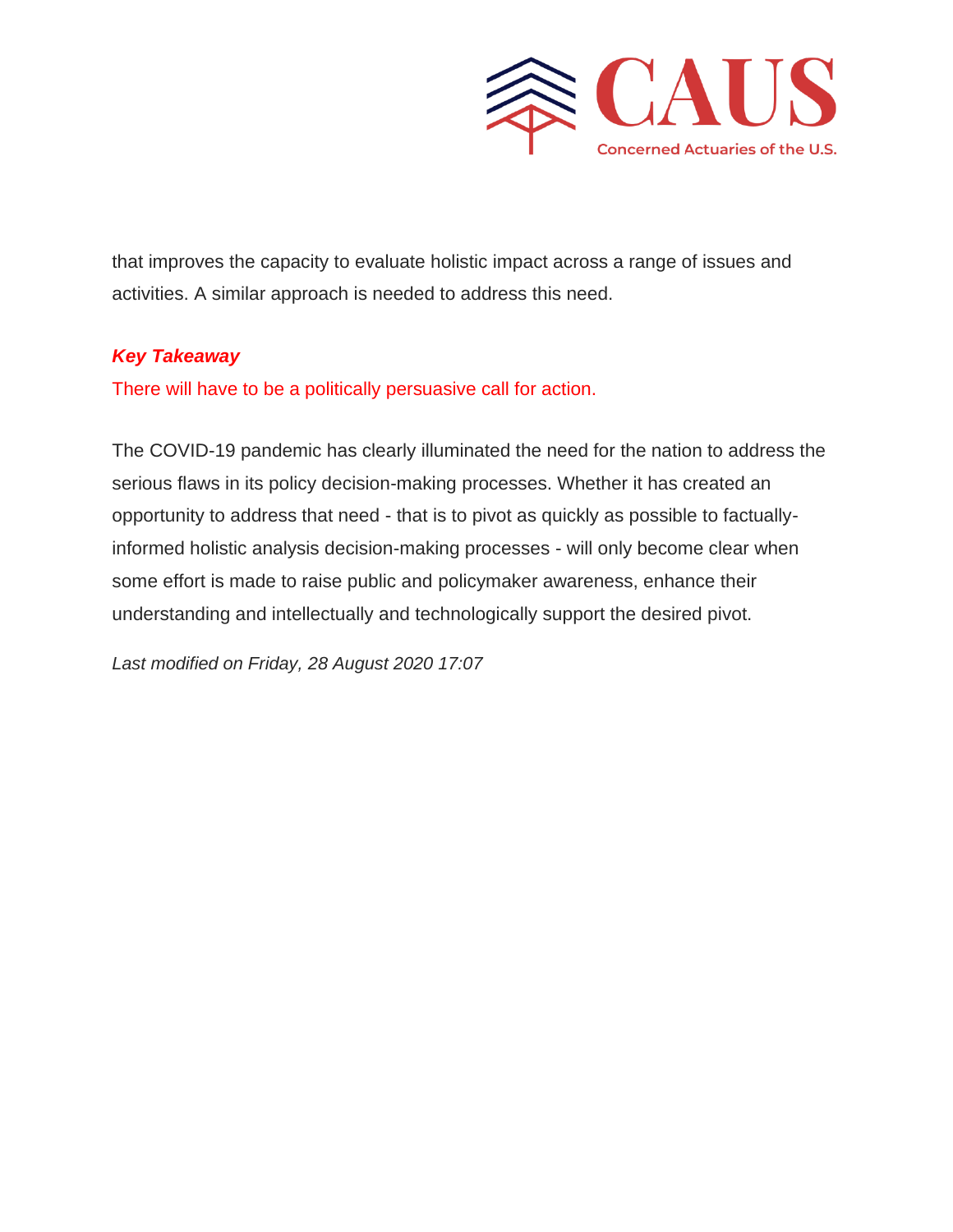that improves the capacity to evaluate holistic impact across a range of issues and activities. A similar approach is needed to address this need.

***Key Takeaway***

There will have to be a politically persuasive call for action.

The COVID-19 pandemic has clearly illuminated the need for the nation to address the serious flaws in its policy decision-making processes. Whether it has created an opportunity to address that need - that is to pivot as quickly as possible to factually-informed holistic analysis decision-making processes - will only become clear when some effort is made to raise public and policymaker awareness, enhance their understanding and intellectually and technologically support the desired pivot.

*Last modified on Friday, 28 August 2020 17:07*